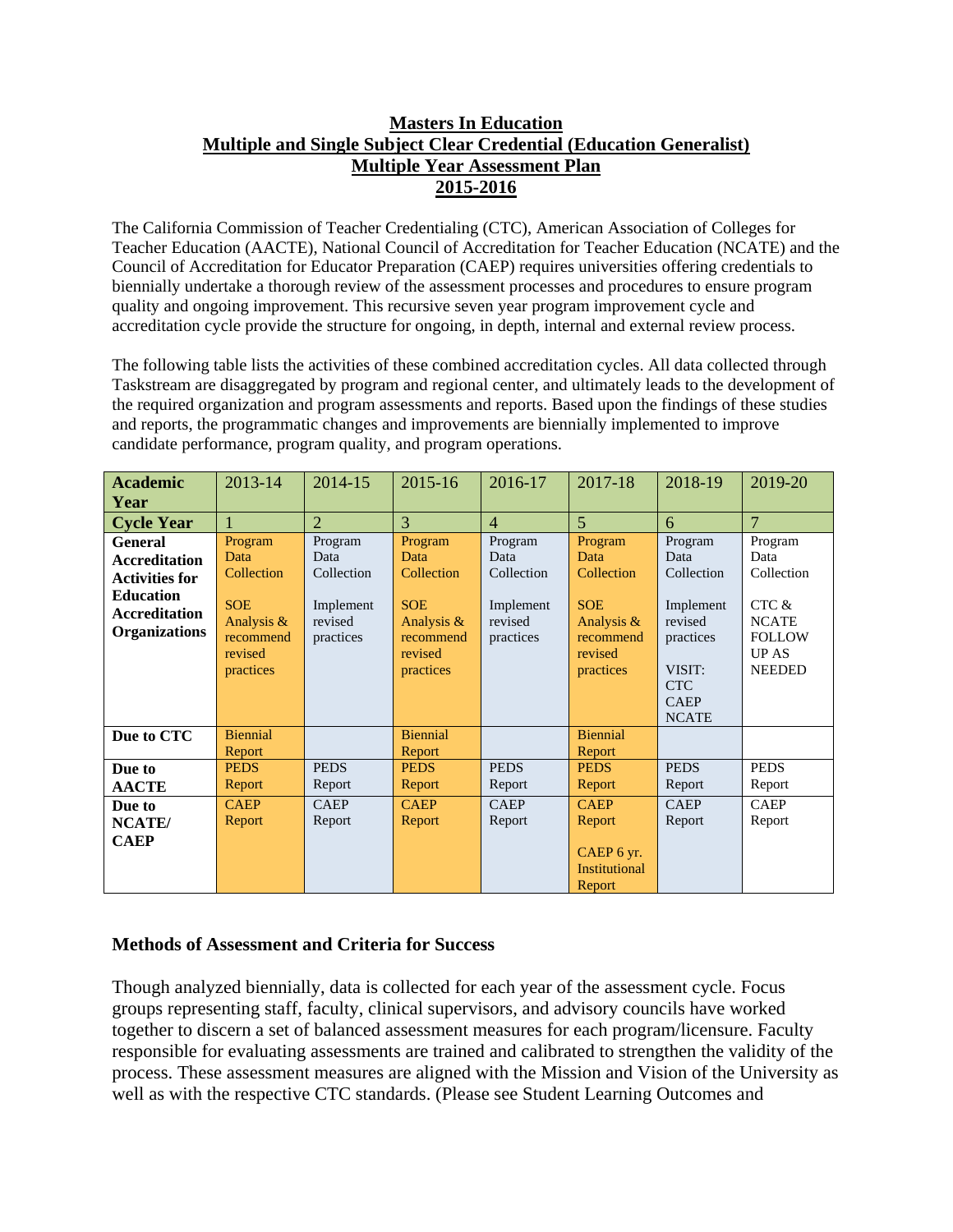# Masters In Education
## Multiple and Single Subject Clear Credential (Education Generalist)
## Multiple Year Assessment Plan
## 2015-2016

The California Commission of Teacher Credentialing (CTC), American Association of Colleges for Teacher Education (AACTE), National Council of Accreditation for Teacher Education (NCATE) and the Council of Accreditation for Educator Preparation (CAEP) requires universities offering credentials to biennially undertake a thorough review of the assessment processes and procedures to ensure program quality and ongoing improvement. This recursive seven year program improvement cycle and accreditation cycle provide the structure for ongoing, in depth, internal and external review process.

The following table lists the activities of these combined accreditation cycles. All data collected through Taskstream are disaggregated by program and regional center, and ultimately leads to the development of the required organization and program assessments and reports. Based upon the findings of these studies and reports, the programmatic changes and improvements are biennially implemented to improve candidate performance, program quality, and program operations.

| **Academic Year** | 2013-14 | 2014-15 | 2015-16 | 2016-17 | 2017-18 | 2018-19 | 2019-20 |
|---|---|---|---|---|---|---|---|
| **Cycle Year** | 1 | 2 | 3 | 4 | 5 | 6 | 7 |
| **General Accreditation Activities for Education Accreditation Organizations** | Program Data Collection<br><br>SOE Analysis & recommend revised practices | Program Data Collection<br><br>Implement revised practices | Program Data Collection<br><br>SOE Analysis & recommend revised practices | Program Data Collection<br><br>Implement revised practices | Program Data Collection<br><br>SOE Analysis & recommend revised practices | Program Data Collection<br><br>Implement revised practices<br><br>VISIT: CTC CAEP NCATE | Program Data Collection<br><br>CTC & NCATE FOLLOW UP AS NEEDED |
| **Due to CTC** | Biennial Report | | Biennial Report | | Biennial Report | | |
| **Due to AACTE** | PEDS Report | PEDS Report | PEDS Report | PEDS Report | PEDS Report | PEDS Report | PEDS Report |
| **Due to NCATE/ CAEP** | CAEP Report | CAEP Report | CAEP Report | CAEP Report | CAEP Report<br><br>CAEP 6 yr. Institutional Report | CAEP Report | CAEP Report |

### Methods of Assessment and Criteria for Success

Though analyzed biennially, data is collected for each year of the assessment cycle. Focus groups representing staff, faculty, clinical supervisors, and advisory councils have worked together to discern a set of balanced assessment measures for each program/licensure. Faculty responsible for evaluating assessments are trained and calibrated to strengthen the validity of the process. These assessment measures are aligned with the Mission and Vision of the University as well as with the respective CTC standards. (Please see Student Learning Outcomes and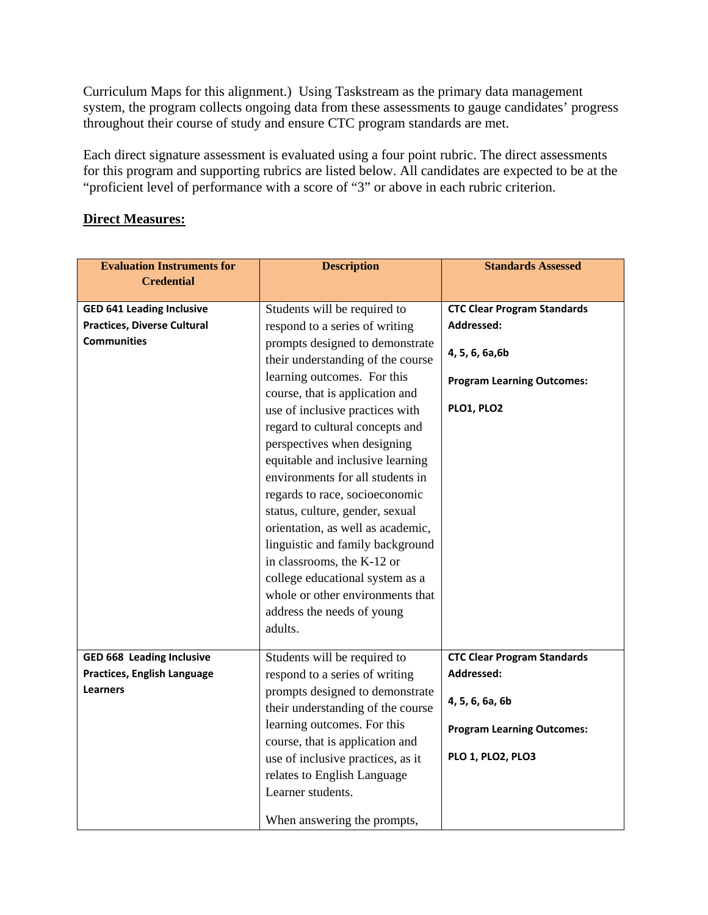Curriculum Maps for this alignment.) Using Taskstream as the primary data management system, the program collects ongoing data from these assessments to gauge candidates' progress throughout their course of study and ensure CTC program standards are met.

Each direct signature assessment is evaluated using a four point rubric. The direct assessments for this program and supporting rubrics are listed below. All candidates are expected to be at the "proficient level of performance with a score of "3" or above in each rubric criterion.

**Direct Measures:**

| Evaluation Instruments for Credential | Description | Standards Assessed |
|---|---|---|
| **GED 641 Leading Inclusive Practices, Diverse Cultural Communities** | Students will be required to respond to a series of writing prompts designed to demonstrate their understanding of the course learning outcomes. For this course, that is application and use of inclusive practices with regard to cultural concepts and perspectives when designing equitable and inclusive learning environments for all students in regards to race, socioeconomic status, culture, gender, sexual orientation, as well as academic, linguistic and family background in classrooms, the K-12 or college educational system as a whole or other environments that address the needs of young adults. | **CTC Clear Program Standards Addressed:** **4, 5, 6, 6a,6b** **Program Learning Outcomes:** **PLO1, PLO2** |
| **GED 668 Leading Inclusive Practices, English Language Learners** | Students will be required to respond to a series of writing prompts designed to demonstrate their understanding of the course learning outcomes. For this course, that is application and use of inclusive practices, as it relates to English Language Learner students. When answering the prompts, | **CTC Clear Program Standards Addressed:** **4, 5, 6, 6a, 6b** **Program Learning Outcomes:** **PLO 1, PLO2, PLO3** |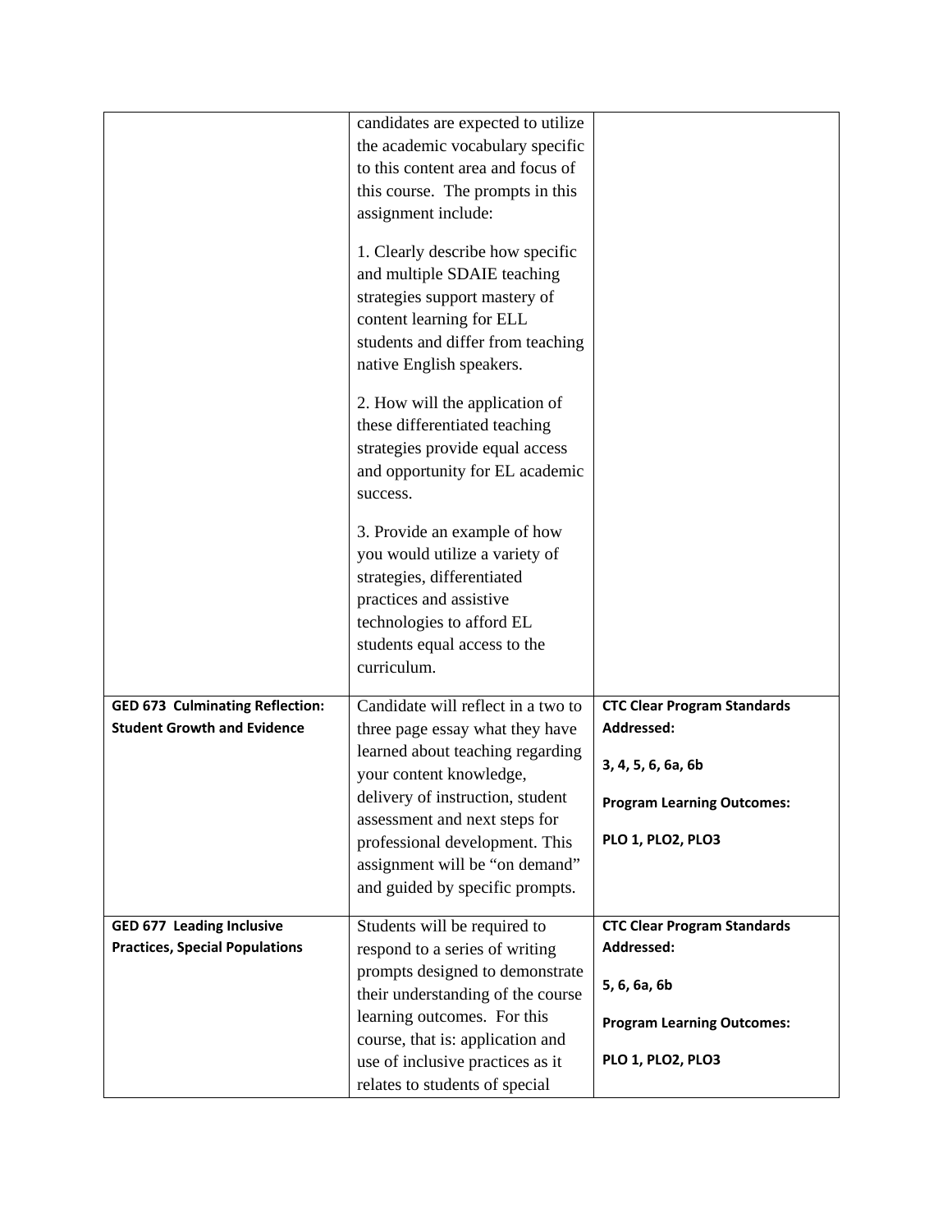| | | |
|---|---|---|
| | candidates are expected to utilize the academic vocabulary specific to this content area and focus of this course. The prompts in this assignment include:<br><br>1. Clearly describe how specific and multiple SDAIE teaching strategies support mastery of content learning for ELL students and differ from teaching native English speakers.<br><br>2. How will the application of these differentiated teaching strategies provide equal access and opportunity for EL academic success.<br><br>3. Provide an example of how you would utilize a variety of strategies, differentiated practices and assistive technologies to afford EL students equal access to the curriculum. | |
| **GED 673 Culminating Reflection: Student Growth and Evidence** | Candidate will reflect in a two to three page essay what they have learned about teaching regarding your content knowledge, delivery of instruction, student assessment and next steps for professional development. This assignment will be "on demand" and guided by specific prompts. | **CTC Clear Program Standards Addressed:**<br><br>**3, 4, 5, 6, 6a, 6b**<br><br>**Program Learning Outcomes:**<br><br>**PLO 1, PLO2, PLO3** |
| **GED 677 Leading Inclusive Practices, Special Populations** | Students will be required to respond to a series of writing prompts designed to demonstrate their understanding of the course learning outcomes. For this course, that is: application and use of inclusive practices as it relates to students of special | **CTC Clear Program Standards Addressed:**<br><br>**5, 6, 6a, 6b**<br><br>**Program Learning Outcomes:**<br><br>**PLO 1, PLO2, PLO3** |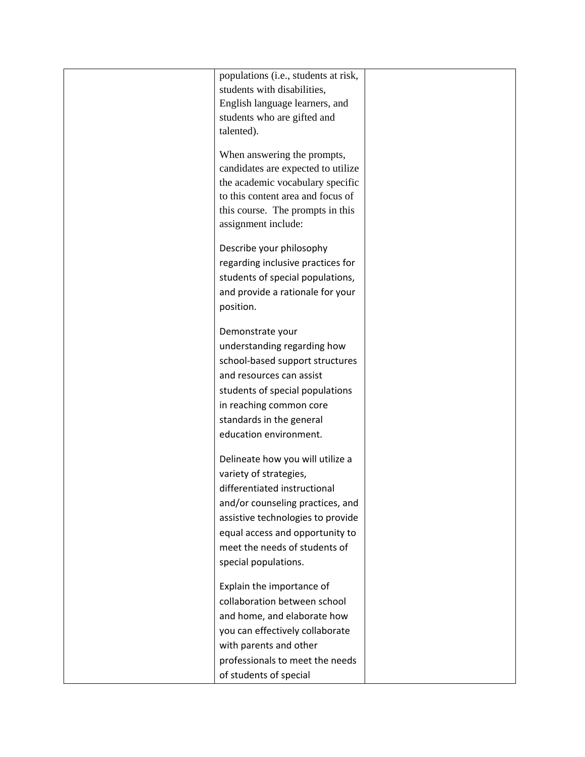| | | |
|---|---|---|
| | populations (i.e., students at risk, students with disabilities, English language learners, and students who are gifted and talented).<br><br>When answering the prompts, candidates are expected to utilize the academic vocabulary specific to this content area and focus of this course. The prompts in this assignment include:<br><br>Describe your philosophy regarding inclusive practices for students of special populations, and provide a rationale for your position.<br><br>Demonstrate your understanding regarding how school-based support structures and resources can assist students of special populations in reaching common core standards in the general education environment.<br><br>Delineate how you will utilize a variety of strategies, differentiated instructional and/or counseling practices, and assistive technologies to provide equal access and opportunity to meet the needs of students of special populations.<br><br>Explain the importance of collaboration between school and home, and elaborate how you can effectively collaborate with parents and other professionals to meet the needs of students of special | |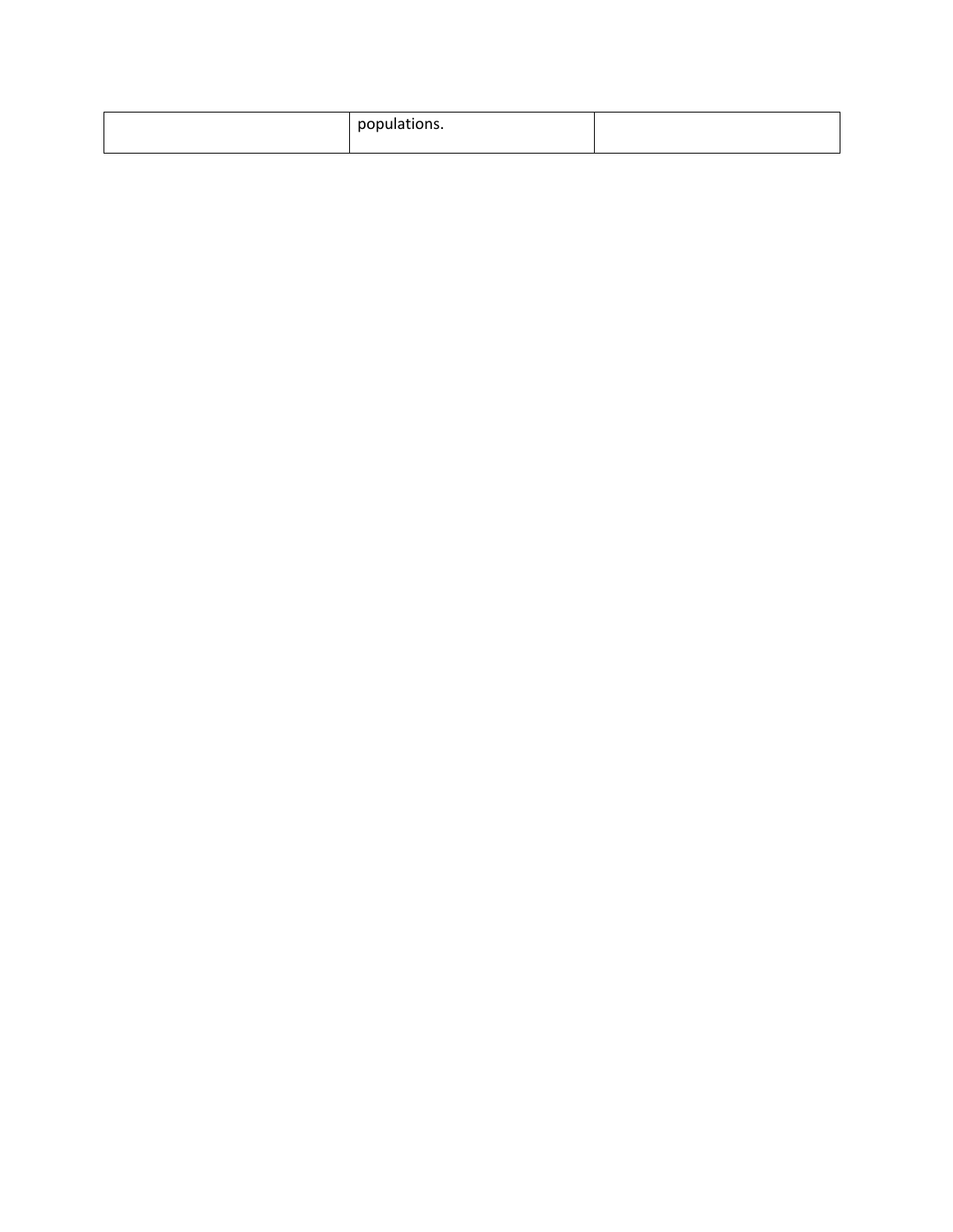| | | |
|---|---|---|
| | populations. | |